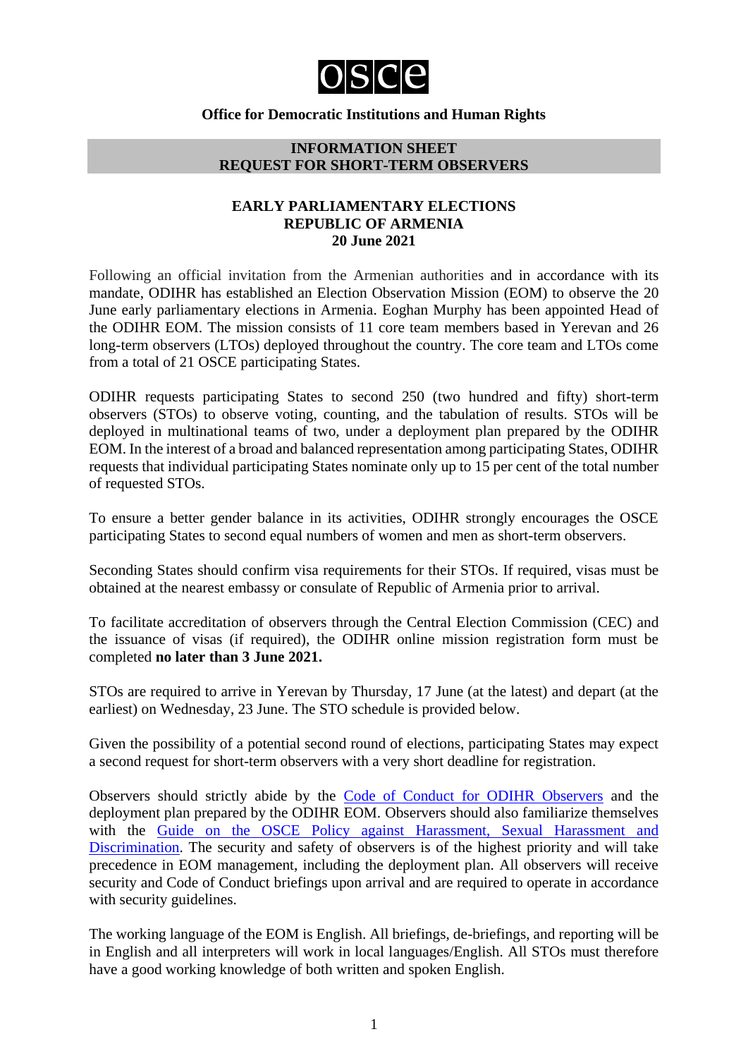**OSCE**

**Office for Democratic Institutions and Human Rights**

**INFORMATION SHEET**
**REQUEST FOR SHORT-TERM OBSERVERS**

**EARLY PARLIAMENTARY ELECTIONS**
**REPUBLIC OF ARMENIA**
**20 June 2021**

Following an official invitation from the Armenian authorities and in accordance with its mandate, ODIHR has established an Election Observation Mission (EOM) to observe the 20 June early parliamentary elections in Armenia. Eoghan Murphy has been appointed Head of the ODIHR EOM. The mission consists of 11 core team members based in Yerevan and 26 long-term observers (LTOs) deployed throughout the country. The core team and LTOs come from a total of 21 OSCE participating States.

ODIHR requests participating States to second 250 (two hundred and fifty) short-term observers (STOs) to observe voting, counting, and the tabulation of results. STOs will be deployed in multinational teams of two, under a deployment plan prepared by the ODIHR EOM. In the interest of a broad and balanced representation among participating States, ODIHR requests that individual participating States nominate only up to 15 per cent of the total number of requested STOs.

To ensure a better gender balance in its activities, ODIHR strongly encourages the OSCE participating States to second equal numbers of women and men as short-term observers.

Seconding States should confirm visa requirements for their STOs. If required, visas must be obtained at the nearest embassy or consulate of Republic of Armenia prior to arrival.

To facilitate accreditation of observers through the Central Election Commission (CEC) and the issuance of visas (if required), the ODIHR online mission registration form must be completed **no later than 3 June 2021.**

STOs are required to arrive in Yerevan by Thursday, 17 June (at the latest) and depart (at the earliest) on Wednesday, 23 June. The STO schedule is provided below.

Given the possibility of a potential second round of elections, participating States may expect a second request for short-term observers with a very short deadline for registration.

Observers should strictly abide by the Code of Conduct for ODIHR Observers and the deployment plan prepared by the ODIHR EOM. Observers should also familiarize themselves with the Guide on the OSCE Policy against Harassment, Sexual Harassment and Discrimination. The security and safety of observers is of the highest priority and will take precedence in EOM management, including the deployment plan. All observers will receive security and Code of Conduct briefings upon arrival and are required to operate in accordance with security guidelines.

The working language of the EOM is English. All briefings, de-briefings, and reporting will be in English and all interpreters will work in local languages/English. All STOs must therefore have a good working knowledge of both written and spoken English.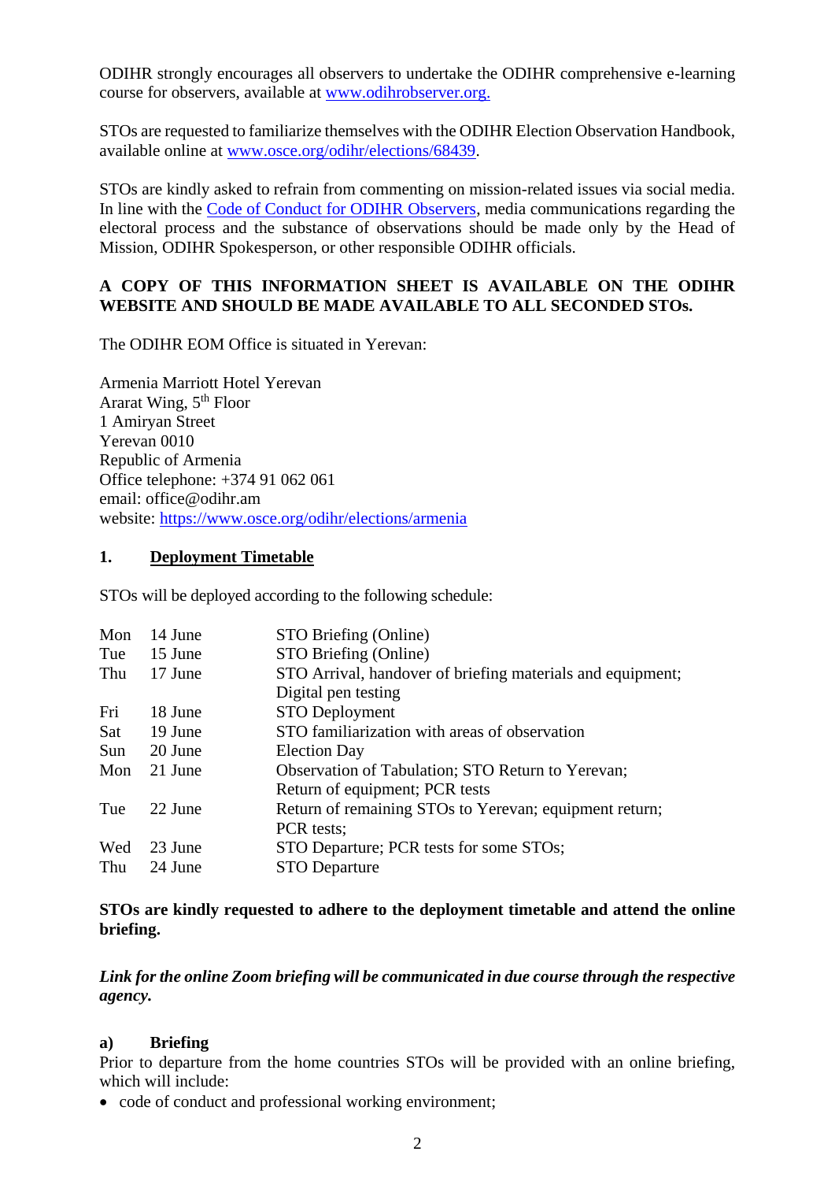ODIHR strongly encourages all observers to undertake the ODIHR comprehensive e-learning course for observers, available at [www.odihrobserver.org.](www.odihrobserver.org.)

STOs are requested to familiarize themselves with the ODIHR Election Observation Handbook, available online at [www.osce.org/odihr/elections/68439](www.osce.org/odihr/elections/68439).

STOs are kindly asked to refrain from commenting on mission-related issues via social media. In line with the Code of Conduct for ODIHR Observers, media communications regarding the electoral process and the substance of observations should be made only by the Head of Mission, ODIHR Spokesperson, or other responsible ODIHR officials.

**A COPY OF THIS INFORMATION SHEET IS AVAILABLE ON THE ODIHR WEBSITE AND SHOULD BE MADE AVAILABLE TO ALL SECONDED STOs.**

The ODIHR EOM Office is situated in Yerevan:

Armenia Marriott Hotel Yerevan
Ararat Wing, 5th Floor
1 Amiryan Street
Yerevan 0010
Republic of Armenia
Office telephone: +374 91 062 061
email: office@odihr.am
website: [https://www.osce.org/odihr/elections/armenia](https://www.osce.org/odihr/elections/armenia)

## 1. Deployment Timetable

STOs will be deployed according to the following schedule:

| Day | Date | Activity |
|---|---|---|
| Mon | 14 June | STO Briefing (Online) |
| Tue | 15 June | STO Briefing (Online) |
| Thu | 17 June | STO Arrival, handover of briefing materials and equipment; Digital pen testing |
| Fri | 18 June | STO Deployment |
| Sat | 19 June | STO familiarization with areas of observation |
| Sun | 20 June | Election Day |
| Mon | 21 June | Observation of Tabulation; STO Return to Yerevan; Return of equipment; PCR tests |
| Tue | 22 June | Return of remaining STOs to Yerevan; equipment return; PCR tests; |
| Wed | 23 June | STO Departure; PCR tests for some STOs; |
| Thu | 24 June | STO Departure |

**STOs are kindly requested to adhere to the deployment timetable and attend the online briefing.**

***Link for the online Zoom briefing will be communicated in due course through the respective agency.***

### a) Briefing

Prior to departure from the home countries STOs will be provided with an online briefing, which will include:

- code of conduct and professional working environment;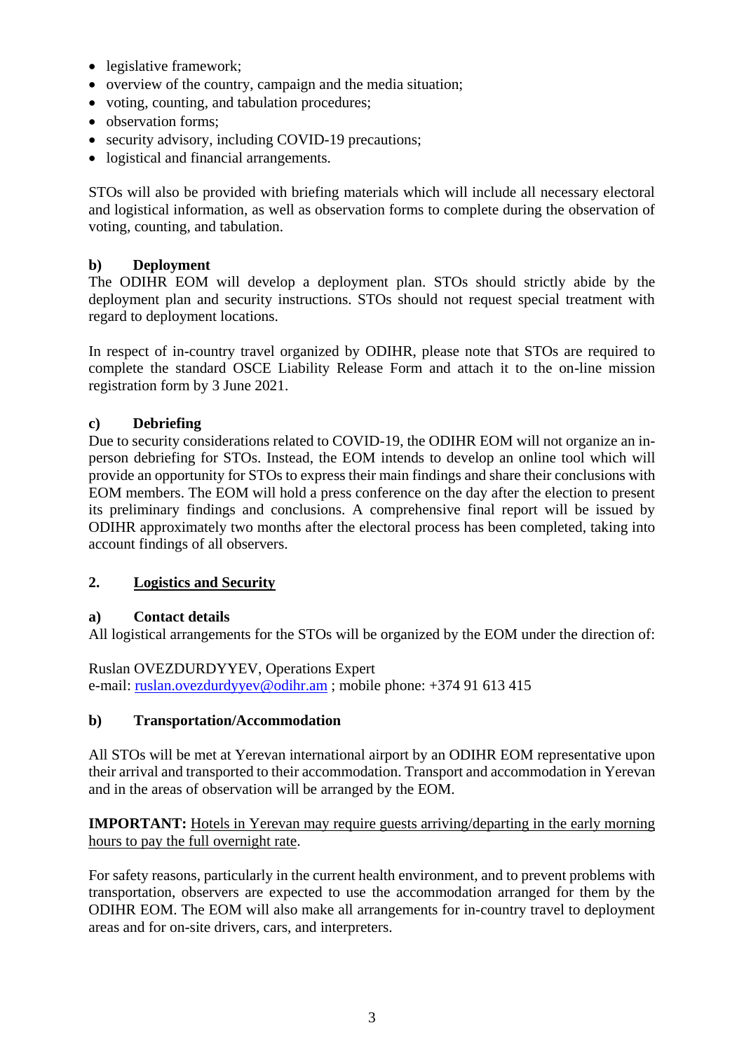- legislative framework;
- overview of the country, campaign and the media situation;
- voting, counting, and tabulation procedures;
- observation forms;
- security advisory, including COVID-19 precautions;
- logistical and financial arrangements.

STOs will also be provided with briefing materials which will include all necessary electoral and logistical information, as well as observation forms to complete during the observation of voting, counting, and tabulation.

#### b) Deployment

The ODIHR EOM will develop a deployment plan. STOs should strictly abide by the deployment plan and security instructions. STOs should not request special treatment with regard to deployment locations.

In respect of in-country travel organized by ODIHR, please note that STOs are required to complete the standard OSCE Liability Release Form and attach it to the on-line mission registration form by 3 June 2021.

#### c) Debriefing

Due to security considerations related to COVID-19, the ODIHR EOM will not organize an in-person debriefing for STOs. Instead, the EOM intends to develop an online tool which will provide an opportunity for STOs to express their main findings and share their conclusions with EOM members. The EOM will hold a press conference on the day after the election to present its preliminary findings and conclusions. A comprehensive final report will be issued by ODIHR approximately two months after the electoral process has been completed, taking into account findings of all observers.

### 2. Logistics and Security

#### a) Contact details

All logistical arrangements for the STOs will be organized by the EOM under the direction of:

Ruslan OVEZDURDYYEV, Operations Expert
e-mail: ruslan.ovezdurdyyev@odihr.am ; mobile phone: +374 91 613 415

#### b) Transportation/Accommodation

All STOs will be met at Yerevan international airport by an ODIHR EOM representative upon their arrival and transported to their accommodation. Transport and accommodation in Yerevan and in the areas of observation will be arranged by the EOM.

**IMPORTANT:** Hotels in Yerevan may require guests arriving/departing in the early morning hours to pay the full overnight rate.

For safety reasons, particularly in the current health environment, and to prevent problems with transportation, observers are expected to use the accommodation arranged for them by the ODIHR EOM. The EOM will also make all arrangements for in-country travel to deployment areas and for on-site drivers, cars, and interpreters.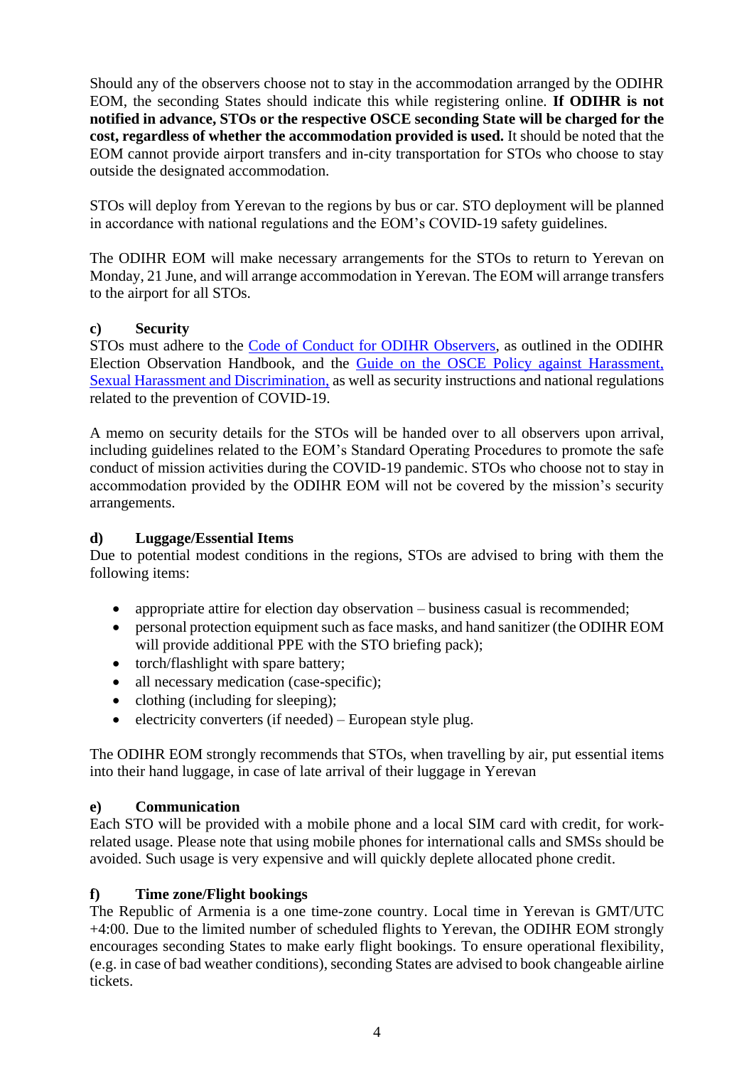Should any of the observers choose not to stay in the accommodation arranged by the ODIHR EOM, the seconding States should indicate this while registering online. **If ODIHR is not notified in advance, STOs or the respective OSCE seconding State will be charged for the cost, regardless of whether the accommodation provided is used.** It should be noted that the EOM cannot provide airport transfers and in-city transportation for STOs who choose to stay outside the designated accommodation.

STOs will deploy from Yerevan to the regions by bus or car. STO deployment will be planned in accordance with national regulations and the EOM's COVID-19 safety guidelines.

The ODIHR EOM will make necessary arrangements for the STOs to return to Yerevan on Monday, 21 June, and will arrange accommodation in Yerevan. The EOM will arrange transfers to the airport for all STOs.

### c) Security

STOs must adhere to the Code of Conduct for ODIHR Observers, as outlined in the ODIHR Election Observation Handbook, and the Guide on the OSCE Policy against Harassment, Sexual Harassment and Discrimination, as well as security instructions and national regulations related to the prevention of COVID-19.

A memo on security details for the STOs will be handed over to all observers upon arrival, including guidelines related to the EOM's Standard Operating Procedures to promote the safe conduct of mission activities during the COVID-19 pandemic. STOs who choose not to stay in accommodation provided by the ODIHR EOM will not be covered by the mission's security arrangements.

### d) Luggage/Essential Items

Due to potential modest conditions in the regions, STOs are advised to bring with them the following items:

- appropriate attire for election day observation – business casual is recommended;
- personal protection equipment such as face masks, and hand sanitizer (the ODIHR EOM will provide additional PPE with the STO briefing pack);
- torch/flashlight with spare battery;
- all necessary medication (case-specific);
- clothing (including for sleeping);
- electricity converters (if needed) – European style plug.

The ODIHR EOM strongly recommends that STOs, when travelling by air, put essential items into their hand luggage, in case of late arrival of their luggage in Yerevan

### e) Communication

Each STO will be provided with a mobile phone and a local SIM card with credit, for work-related usage. Please note that using mobile phones for international calls and SMSs should be avoided. Such usage is very expensive and will quickly deplete allocated phone credit.

### f) Time zone/Flight bookings

The Republic of Armenia is a one time-zone country. Local time in Yerevan is GMT/UTC +4:00. Due to the limited number of scheduled flights to Yerevan, the ODIHR EOM strongly encourages seconding States to make early flight bookings. To ensure operational flexibility, (e.g. in case of bad weather conditions), seconding States are advised to book changeable airline tickets.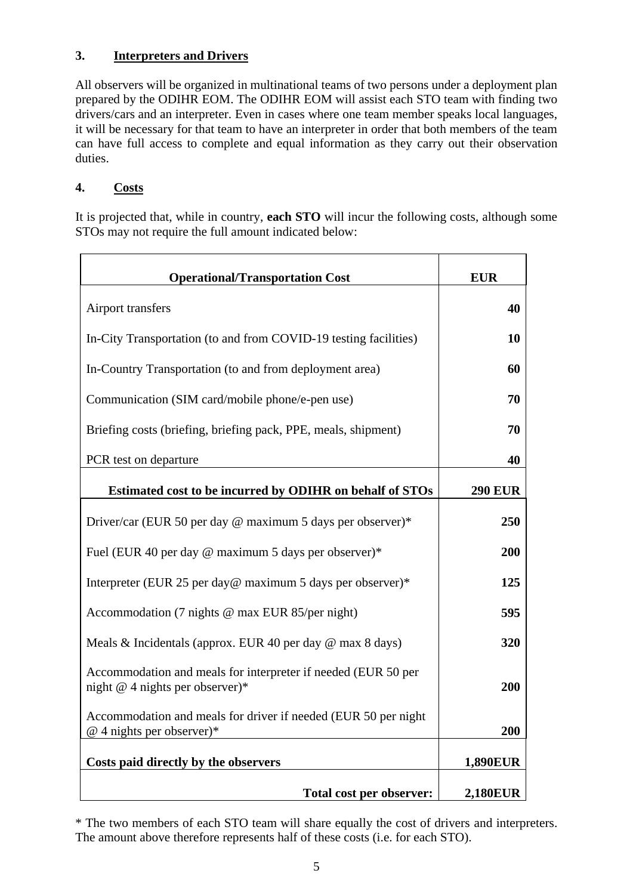## 3. Interpreters and Drivers

All observers will be organized in multinational teams of two persons under a deployment plan prepared by the ODIHR EOM. The ODIHR EOM will assist each STO team with finding two drivers/cars and an interpreter. Even in cases where one team member speaks local languages, it will be necessary for that team to have an interpreter in order that both members of the team can have full access to complete and equal information as they carry out their observation duties.

## 4. Costs

It is projected that, while in country, **each STO** will incur the following costs, although some STOs may not require the full amount indicated below:

| Operational/Transportation Cost | EUR |
|---|---|
| Airport transfers | **40** |
| In-City Transportation (to and from COVID-19 testing facilities) | **10** |
| In-Country Transportation (to and from deployment area) | **60** |
| Communication (SIM card/mobile phone/e-pen use) | **70** |
| Briefing costs (briefing, briefing pack, PPE, meals, shipment) | **70** |
| PCR test on departure | **40** |
| **Estimated cost to be incurred by ODIHR on behalf of STOs** | **290 EUR** |
| Driver/car (EUR 50 per day @ maximum 5 days per observer)* | **250** |
| Fuel (EUR 40 per day @ maximum 5 days per observer)* | **200** |
| Interpreter (EUR 25 per day@ maximum 5 days per observer)* | **125** |
| Accommodation (7 nights @ max EUR 85/per night) | **595** |
| Meals & Incidentals (approx. EUR 40 per day @ max 8 days) | **320** |
| Accommodation and meals for interpreter if needed (EUR 50 per night @ 4 nights per observer)* | **200** |
| Accommodation and meals for driver if needed (EUR 50 per night @ 4 nights per observer)* | **200** |
| **Costs paid directly by the observers** | **1,890EUR** |
| **Total cost per observer:** | **2,180EUR** |

* The two members of each STO team will share equally the cost of drivers and interpreters. The amount above therefore represents half of these costs (i.e. for each STO).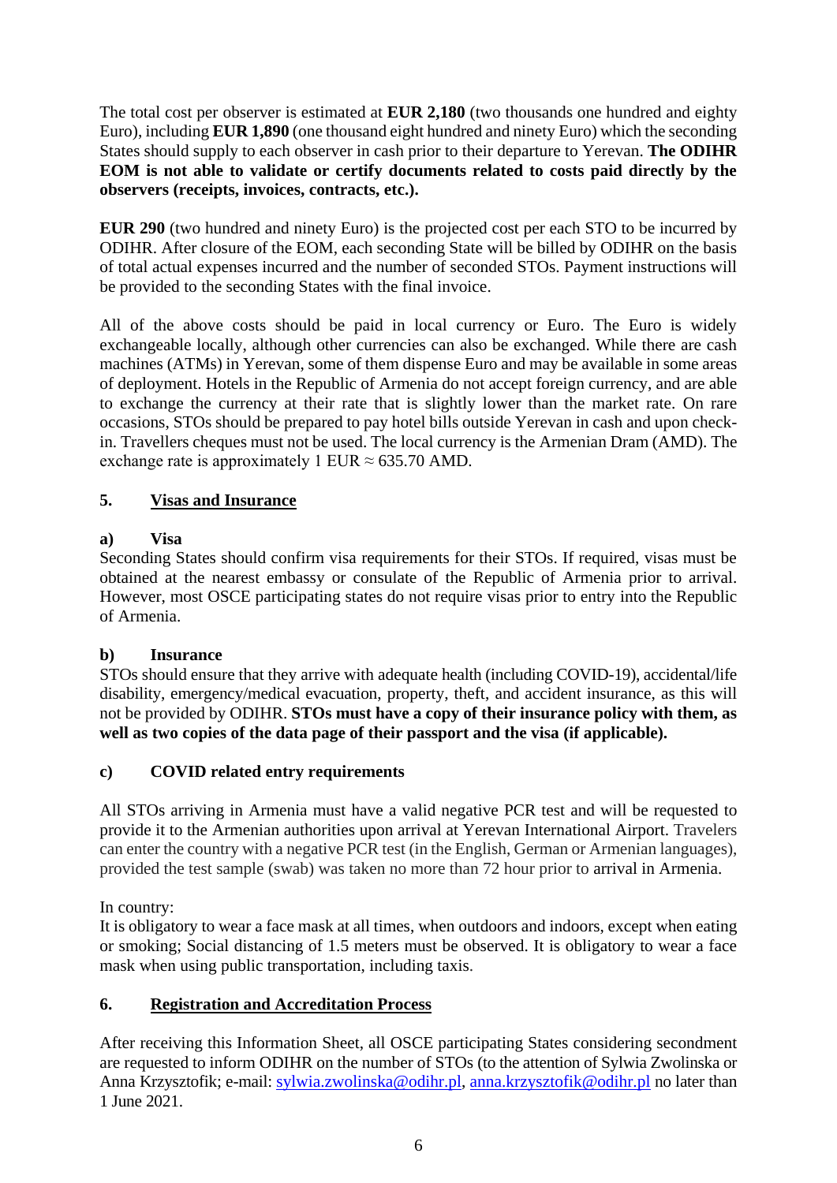The total cost per observer is estimated at **EUR 2,180** (two thousands one hundred and eighty Euro), including **EUR 1,890** (one thousand eight hundred and ninety Euro) which the seconding States should supply to each observer in cash prior to their departure to Yerevan. **The ODIHR EOM is not able to validate or certify documents related to costs paid directly by the observers (receipts, invoices, contracts, etc.).**

**EUR 290** (two hundred and ninety Euro) is the projected cost per each STO to be incurred by ODIHR. After closure of the EOM, each seconding State will be billed by ODIHR on the basis of total actual expenses incurred and the number of seconded STOs. Payment instructions will be provided to the seconding States with the final invoice.

All of the above costs should be paid in local currency or Euro. The Euro is widely exchangeable locally, although other currencies can also be exchanged. While there are cash machines (ATMs) in Yerevan, some of them dispense Euro and may be available in some areas of deployment. Hotels in the Republic of Armenia do not accept foreign currency, and are able to exchange the currency at their rate that is slightly lower than the market rate. On rare occasions, STOs should be prepared to pay hotel bills outside Yerevan in cash and upon check-in. Travellers cheques must not be used. The local currency is the Armenian Dram (AMD). The exchange rate is approximately 1 EUR ≈ 635.70 AMD.

## 5. Visas and Insurance

### a) Visa

Seconding States should confirm visa requirements for their STOs. If required, visas must be obtained at the nearest embassy or consulate of the Republic of Armenia prior to arrival. However, most OSCE participating states do not require visas prior to entry into the Republic of Armenia.

### b) Insurance

STOs should ensure that they arrive with adequate health (including COVID-19), accidental/life disability, emergency/medical evacuation, property, theft, and accident insurance, as this will not be provided by ODIHR. **STOs must have a copy of their insurance policy with them, as well as two copies of the data page of their passport and the visa (if applicable).**

### c) COVID related entry requirements

All STOs arriving in Armenia must have a valid negative PCR test and will be requested to provide it to the Armenian authorities upon arrival at Yerevan International Airport. Travelers can enter the country with a negative PCR test (in the English, German or Armenian languages), provided the test sample (swab) was taken no more than 72 hour prior to arrival in Armenia.

In country:
It is obligatory to wear a face mask at all times, when outdoors and indoors, except when eating or smoking; Social distancing of 1.5 meters must be observed. It is obligatory to wear a face mask when using public transportation, including taxis.

## 6. Registration and Accreditation Process

After receiving this Information Sheet, all OSCE participating States considering secondment are requested to inform ODIHR on the number of STOs (to the attention of Sylwia Zwolinska or Anna Krzysztofik; e-mail: sylwia.zwolinska@odihr.pl, anna.krzysztofik@odihr.pl no later than 1 June 2021.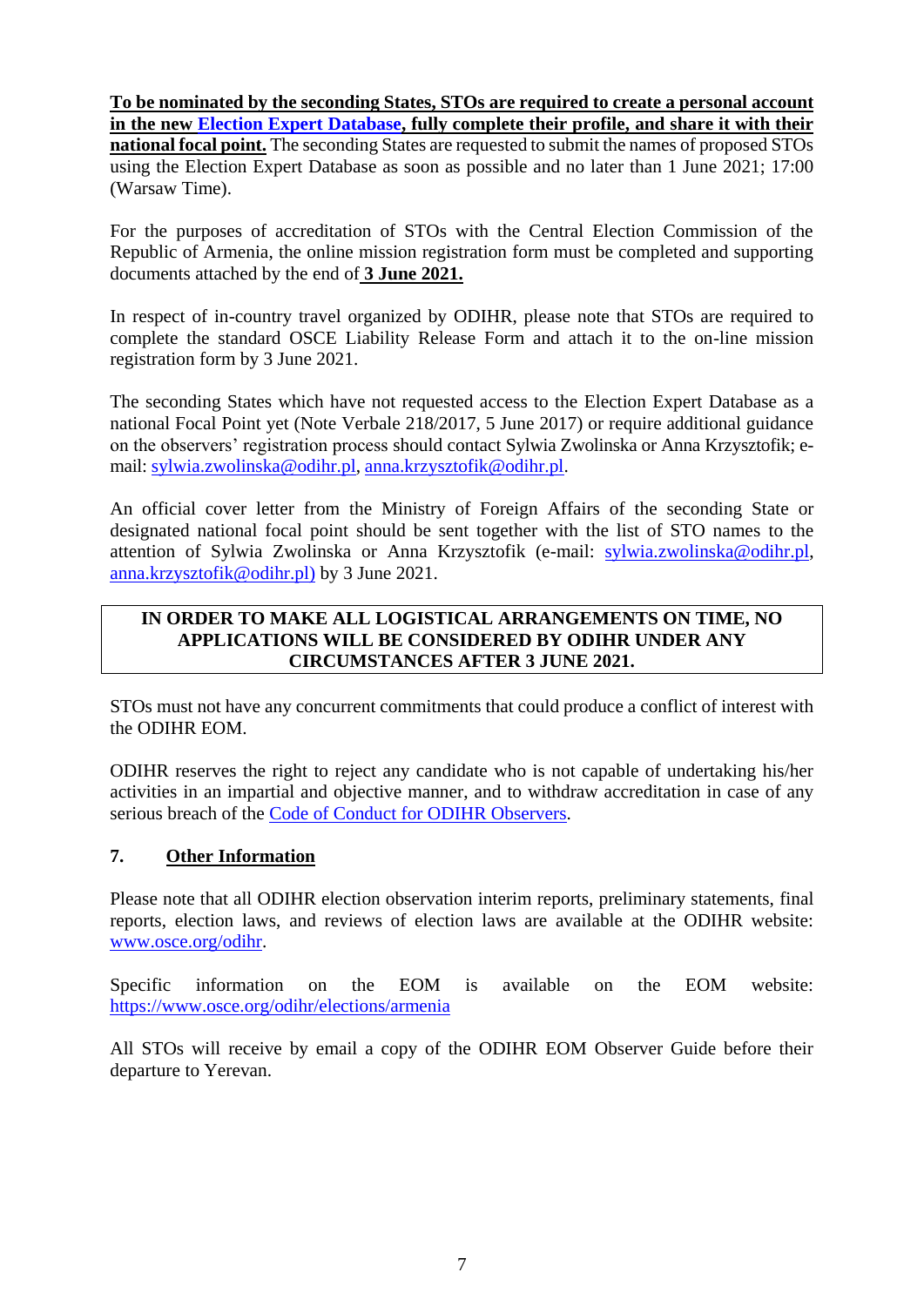**To be nominated by the seconding States, STOs are required to create a personal account in the new Election Expert Database, fully complete their profile, and share it with their national focal point.** The seconding States are requested to submit the names of proposed STOs using the Election Expert Database as soon as possible and no later than 1 June 2021; 17:00 (Warsaw Time).

For the purposes of accreditation of STOs with the Central Election Commission of the Republic of Armenia, the online mission registration form must be completed and supporting documents attached by the end of **3 June 2021.**

In respect of in-country travel organized by ODIHR, please note that STOs are required to complete the standard OSCE Liability Release Form and attach it to the on-line mission registration form by 3 June 2021.

The seconding States which have not requested access to the Election Expert Database as a national Focal Point yet (Note Verbale 218/2017, 5 June 2017) or require additional guidance on the observers' registration process should contact Sylwia Zwolinska or Anna Krzysztofik; e-mail: sylwia.zwolinska@odihr.pl, anna.krzysztofik@odihr.pl.

An official cover letter from the Ministry of Foreign Affairs of the seconding State or designated national focal point should be sent together with the list of STO names to the attention of Sylwia Zwolinska or Anna Krzysztofik (e-mail: sylwia.zwolinska@odihr.pl, anna.krzysztofik@odihr.pl) by 3 June 2021.

**IN ORDER TO MAKE ALL LOGISTICAL ARRANGEMENTS ON TIME, NO APPLICATIONS WILL BE CONSIDERED BY ODIHR UNDER ANY CIRCUMSTANCES AFTER 3 JUNE 2021.**

STOs must not have any concurrent commitments that could produce a conflict of interest with the ODIHR EOM.

ODIHR reserves the right to reject any candidate who is not capable of undertaking his/her activities in an impartial and objective manner, and to withdraw accreditation in case of any serious breach of the Code of Conduct for ODIHR Observers.

## 7. Other Information

Please note that all ODIHR election observation interim reports, preliminary statements, final reports, election laws, and reviews of election laws are available at the ODIHR website: www.osce.org/odihr.

Specific information on the EOM is available on the EOM website: https://www.osce.org/odihr/elections/armenia

All STOs will receive by email a copy of the ODIHR EOM Observer Guide before their departure to Yerevan.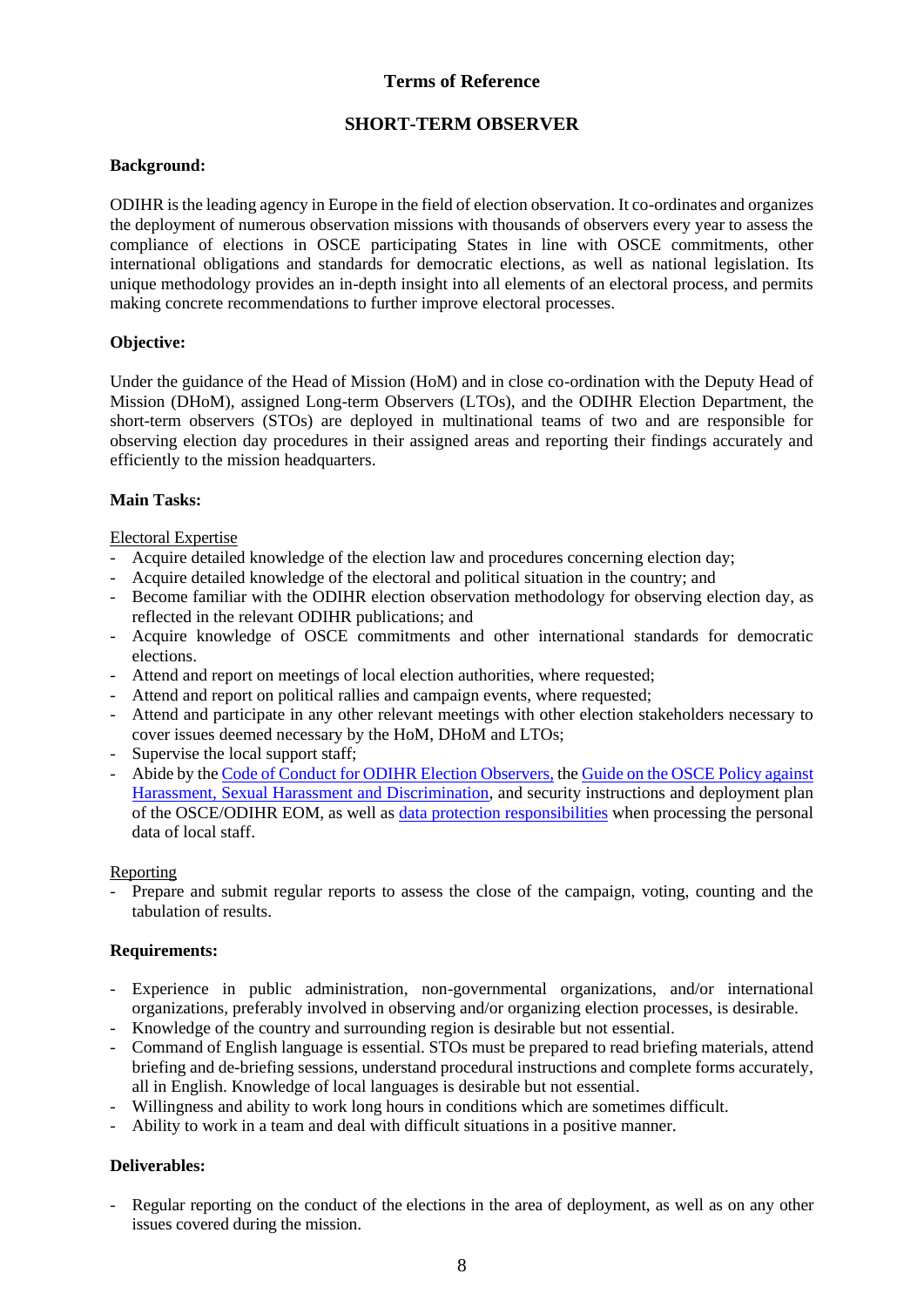## Terms of Reference

## SHORT-TERM OBSERVER

**Background:**

ODIHR is the leading agency in Europe in the field of election observation. It co-ordinates and organizes the deployment of numerous observation missions with thousands of observers every year to assess the compliance of elections in OSCE participating States in line with OSCE commitments, other international obligations and standards for democratic elections, as well as national legislation. Its unique methodology provides an in-depth insight into all elements of an electoral process, and permits making concrete recommendations to further improve electoral processes.

**Objective:**

Under the guidance of the Head of Mission (HoM) and in close co-ordination with the Deputy Head of Mission (DHoM), assigned Long-term Observers (LTOs), and the ODIHR Election Department, the short-term observers (STOs) are deployed in multinational teams of two and are responsible for observing election day procedures in their assigned areas and reporting their findings accurately and efficiently to the mission headquarters.

**Main Tasks:**

<u>Electoral Expertise</u>

- Acquire detailed knowledge of the election law and procedures concerning election day;
- Acquire detailed knowledge of the electoral and political situation in the country; and
- Become familiar with the ODIHR election observation methodology for observing election day, as reflected in the relevant ODIHR publications; and
- Acquire knowledge of OSCE commitments and other international standards for democratic elections.
- Attend and report on meetings of local election authorities, where requested;
- Attend and report on political rallies and campaign events, where requested;
- Attend and participate in any other relevant meetings with other election stakeholders necessary to cover issues deemed necessary by the HoM, DHoM and LTOs;
- Supervise the local support staff;
- Abide by the Code of Conduct for ODIHR Election Observers, the Guide on the OSCE Policy against Harassment, Sexual Harassment and Discrimination, and security instructions and deployment plan of the OSCE/ODIHR EOM, as well as data protection responsibilities when processing the personal data of local staff.

<u>Reporting</u>

- Prepare and submit regular reports to assess the close of the campaign, voting, counting and the tabulation of results.

**Requirements:**

- Experience in public administration, non-governmental organizations, and/or international organizations, preferably involved in observing and/or organizing election processes, is desirable.
- Knowledge of the country and surrounding region is desirable but not essential.
- Command of English language is essential. STOs must be prepared to read briefing materials, attend briefing and de-briefing sessions, understand procedural instructions and complete forms accurately, all in English. Knowledge of local languages is desirable but not essential.
- Willingness and ability to work long hours in conditions which are sometimes difficult.
- Ability to work in a team and deal with difficult situations in a positive manner.

**Deliverables:**

- Regular reporting on the conduct of the elections in the area of deployment, as well as on any other issues covered during the mission.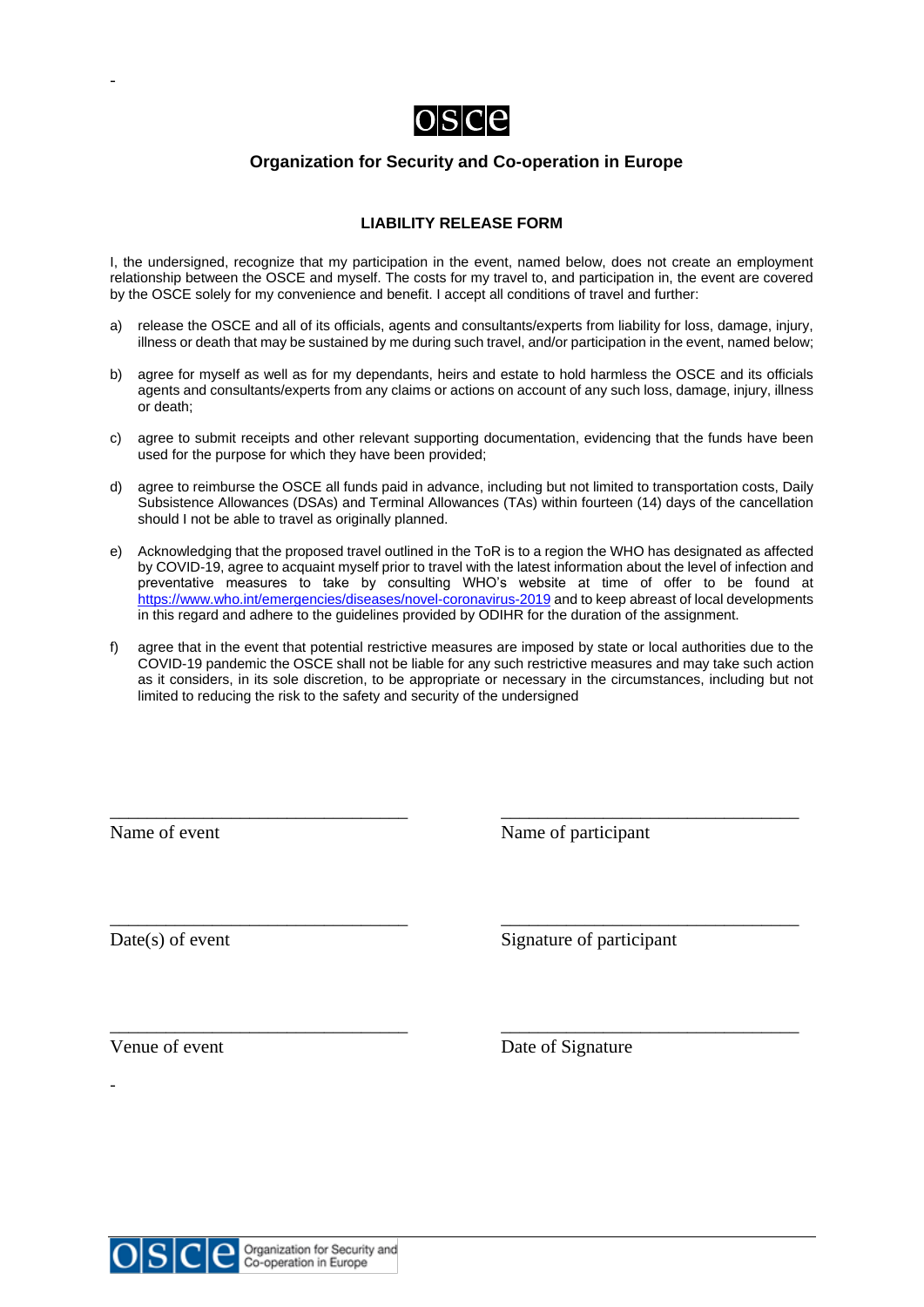-

# Organization for Security and Co-operation in Europe

## LIABILITY RELEASE FORM

I, the undersigned, recognize that my participation in the event, named below, does not create an employment relationship between the OSCE and myself. The costs for my travel to, and participation in, the event are covered by the OSCE solely for my convenience and benefit. I accept all conditions of travel and further:

a) release the OSCE and all of its officials, agents and consultants/experts from liability for loss, damage, injury, illness or death that may be sustained by me during such travel, and/or participation in the event, named below;

b) agree for myself as well as for my dependants, heirs and estate to hold harmless the OSCE and its officials agents and consultants/experts from any claims or actions on account of any such loss, damage, injury, illness or death;

c) agree to submit receipts and other relevant supporting documentation, evidencing that the funds have been used for the purpose for which they have been provided;

d) agree to reimburse the OSCE all funds paid in advance, including but not limited to transportation costs, Daily Subsistence Allowances (DSAs) and Terminal Allowances (TAs) within fourteen (14) days of the cancellation should I not be able to travel as originally planned.

e) Acknowledging that the proposed travel outlined in the ToR is to a region the WHO has designated as affected by COVID-19, agree to acquaint myself prior to travel with the latest information about the level of infection and preventative measures to take by consulting WHO's website at time of offer to be found at https://www.who.int/emergencies/diseases/novel-coronavirus-2019 and to keep abreast of local developments in this regard and adhere to the guidelines provided by ODIHR for the duration of the assignment.

f) agree that in the event that potential restrictive measures are imposed by state or local authorities due to the COVID-19 pandemic the OSCE shall not be liable for any such restrictive measures and may take such action as it considers, in its sole discretion, to be appropriate or necessary in the circumstances, including but not limited to reducing the risk to the safety and security of the undersigned

_________________________________ 
Name of event

_________________________________ 
Name of participant

_________________________________ 
Date(s) of event

_________________________________ 
Signature of participant

_________________________________ 
Venue of event

_________________________________ 
Date of Signature

-